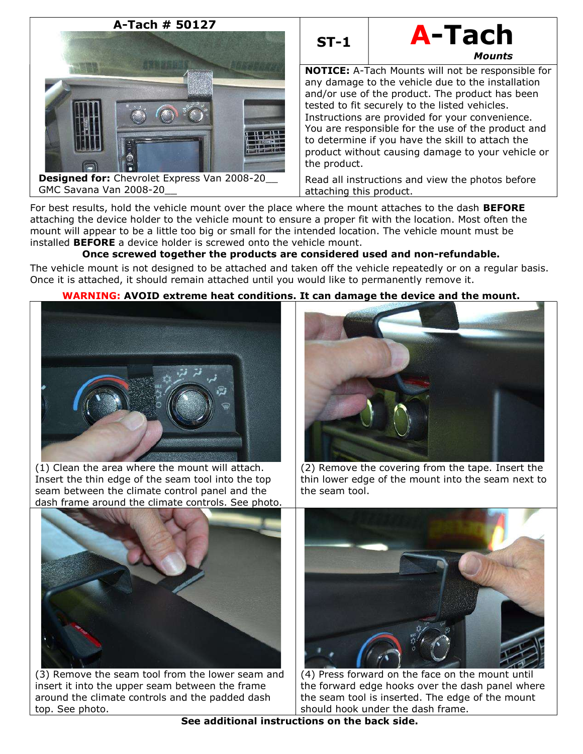**A-Tach # 50127**

**Designed for:** Chevrolet Express Van 2008-20__
GMC Savana Van 2008-20__

**ST-1**

# A-Tach
***Mounts***

**NOTICE:** A-Tach Mounts will not be responsible for any damage to the vehicle due to the installation and/or use of the product. The product has been tested to fit securely to the listed vehicles. Instructions are provided for your convenience. You are responsible for the use of the product and to determine if you have the skill to attach the product without causing damage to your vehicle or the product.

Read all instructions and view the photos before attaching this product.

For best results, hold the vehicle mount over the place where the mount attaches to the dash **BEFORE** attaching the device holder to the vehicle mount to ensure a proper fit with the location. Most often the mount will appear to be a little too big or small for the intended location. The vehicle mount must be installed **BEFORE** a device holder is screwed onto the vehicle mount.

**Once screwed together the products are considered used and non-refundable.**

The vehicle mount is not designed to be attached and taken off the vehicle repeatedly or on a regular basis. Once it is attached, it should remain attached until you would like to permanently remove it.

**WARNING: AVOID extreme heat conditions. It can damage the device and the mount.**

(1) Clean the area where the mount will attach. Insert the thin edge of the seam tool into the top seam between the climate control panel and the dash frame around the climate controls. See photo.

(2) Remove the covering from the tape. Insert the thin lower edge of the mount into the seam next to the seam tool.

(3) Remove the seam tool from the lower seam and insert it into the upper seam between the frame around the climate controls and the padded dash top. See photo.

(4) Press forward on the face on the mount until the forward edge hooks over the dash panel where the seam tool is inserted. The edge of the mount should hook under the dash frame.

**See additional instructions on the back side.**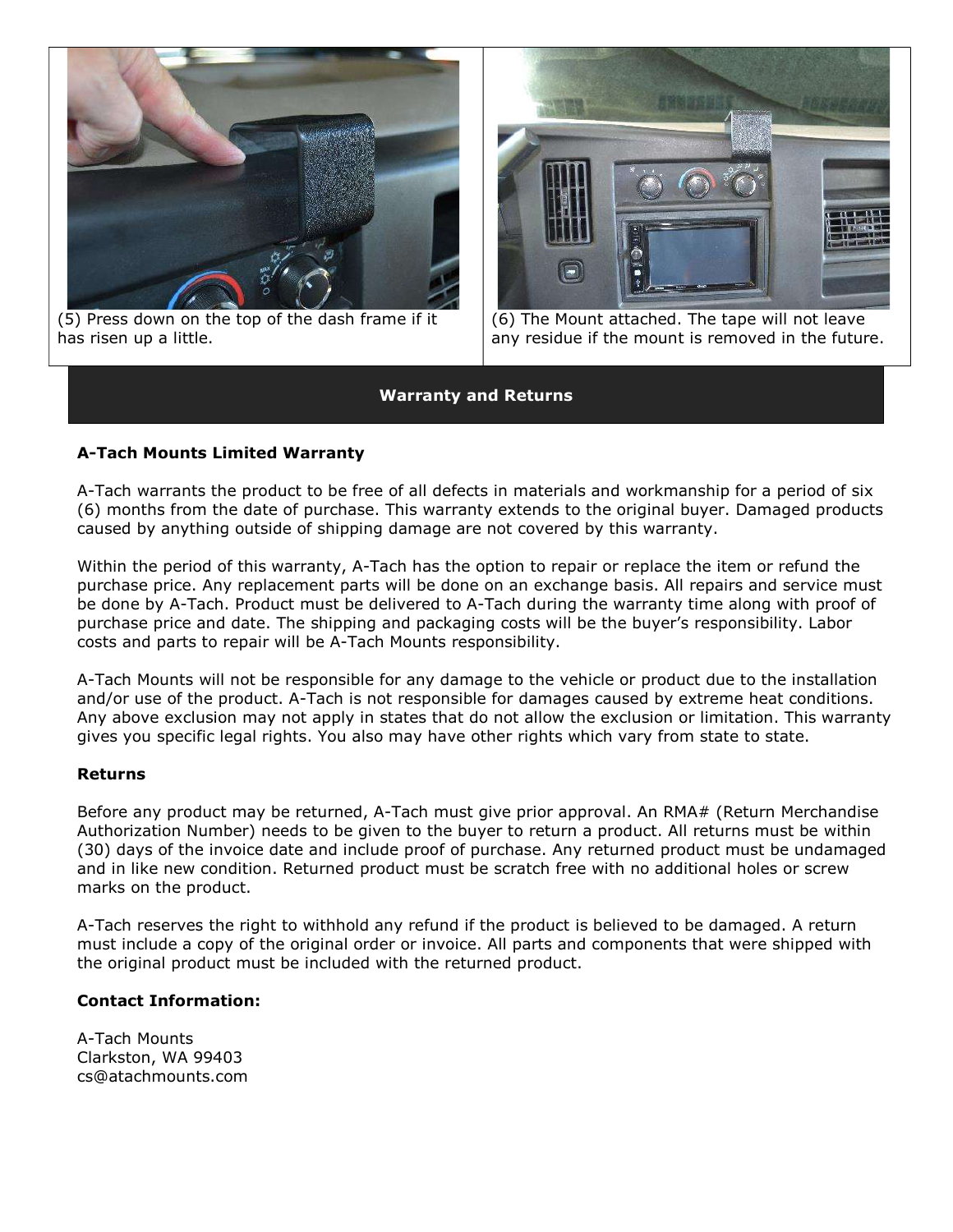(5) Press down on the top of the dash frame if it has risen up a little.

(6) The Mount attached. The tape will not leave any residue if the mount is removed in the future.

## Warranty and Returns

**A-Tach Mounts Limited Warranty**

A-Tach warrants the product to be free of all defects in materials and workmanship for a period of six (6) months from the date of purchase. This warranty extends to the original buyer. Damaged products caused by anything outside of shipping damage are not covered by this warranty.

Within the period of this warranty, A-Tach has the option to repair or replace the item or refund the purchase price. Any replacement parts will be done on an exchange basis. All repairs and service must be done by A-Tach. Product must be delivered to A-Tach during the warranty time along with proof of purchase price and date. The shipping and packaging costs will be the buyer's responsibility. Labor costs and parts to repair will be A-Tach Mounts responsibility.

A-Tach Mounts will not be responsible for any damage to the vehicle or product due to the installation and/or use of the product. A-Tach is not responsible for damages caused by extreme heat conditions. Any above exclusion may not apply in states that do not allow the exclusion or limitation. This warranty gives you specific legal rights. You also may have other rights which vary from state to state.

**Returns**

Before any product may be returned, A-Tach must give prior approval. An RMA# (Return Merchandise Authorization Number) needs to be given to the buyer to return a product. All returns must be within (30) days of the invoice date and include proof of purchase. Any returned product must be undamaged and in like new condition. Returned product must be scratch free with no additional holes or screw marks on the product.

A-Tach reserves the right to withhold any refund if the product is believed to be damaged. A return must include a copy of the original order or invoice. All parts and components that were shipped with the original product must be included with the returned product.

**Contact Information:**

A-Tach Mounts
Clarkston, WA 99403
cs@atachmounts.com